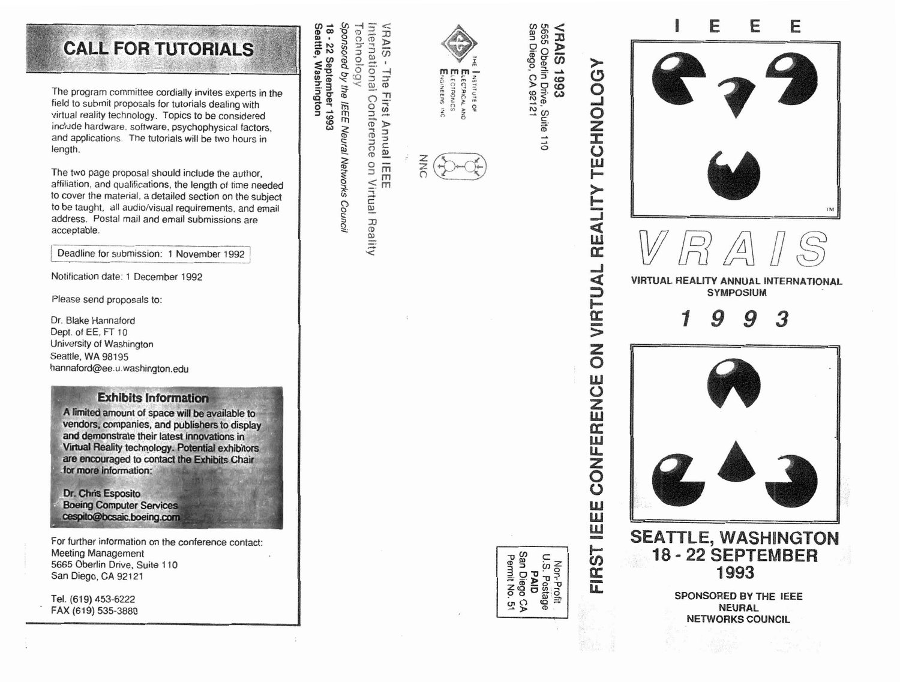## CALL FOR TUTORIALS

The program committee cordially invites experts in the field to submit proposals for tutorials dealing with virtual reality technology. Topics to be considered include hardware, software, psychophysical factors, and applications. The tutorials will be two hours in length.

The two page proposal should include the author, affiliation, and qualifications, the length of time needed to cover the material, a detailed section on the subject to be taught, all audio/visual requirements, and email address. Postal mail and email submissions are acceptable.

Deadline for submission: 1 November 1992

Notification date: 1 December 1992

Please send proposals to:

Dr. Blake Hannaford
Dept. of EE, FT 10
University of Washington
Seattle, WA 98195
hannaford@ee.u.washington.edu

### Exhibits Information

A limited amount of space will be available to vendors, companies, and publishers to display and demonstrate their latest innovations in Virtual Reality technology. Potential exhibitors are encouraged to contact the Exhibits Chair for more information:

Dr. Chris Esposito
Boeing Computer Services
cespito@bcsaic.boeing.com

For further information on the conference contact:
Meeting Management
5665 Oberlin Drive, Suite 110
San Diego, CA 92121

Tel. (619) 453-6222
FAX (619) 535-3880

**VRAIS - The First Annual IEEE International Conference on Virtual Reality Technology**

*Sponsored by the IEEE Neural Networks Council*

**18 - 22 September 1993**
**Seattle, Washington**

The Institute of Electrical and Electronics Engineers Inc

NNC

**VRAIS 1993**
5665 Oberlin Drive, Suite 110
San Diego, CA 92121

Non-Profit
U.S. Postage
PAID
San Diego CA
Permit No. 51

**FIRST IEEE CONFERENCE ON VIRTUAL REALITY TECHNOLOGY**

# IEEE

# VRAIS

**VIRTUAL REALITY ANNUAL INTERNATIONAL SYMPOSIUM**

**1993**

**SEATTLE, WASHINGTON**
**18 - 22 SEPTEMBER**
**1993**

**SPONSORED BY THE IEEE NEURAL NETWORKS COUNCIL**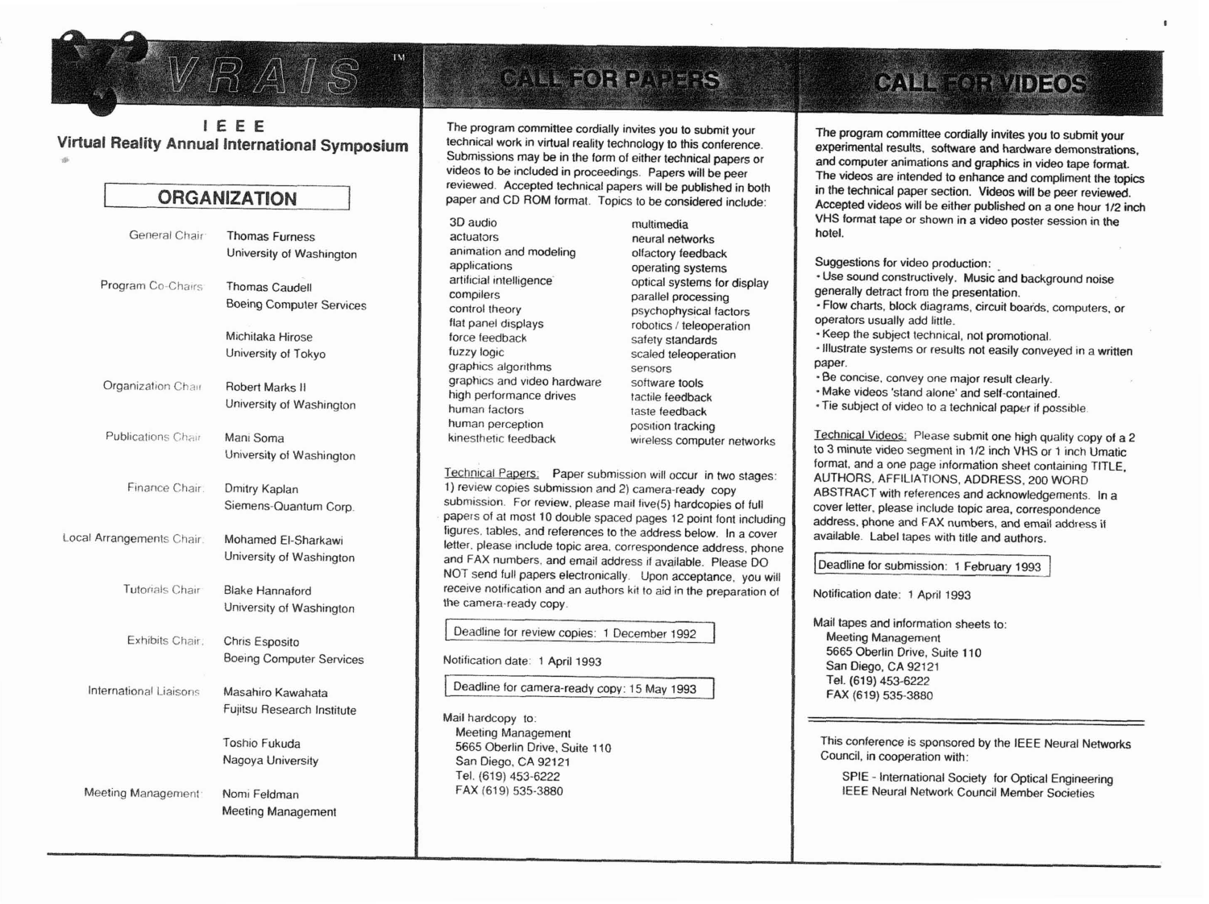# VRAIS™

## IEEE Virtual Reality Annual International Symposium

### ORGANIZATION

**General Chair:** Thomas Furness, University of Washington

**Program Co-Chairs:** Thomas Caudell, Boeing Computer Services; Michitaka Hirose, University of Tokyo

**Organization Chair:** Robert Marks II, University of Washington

**Publications Chair:** Mani Soma, University of Washington

**Finance Chair:** Dmitry Kaplan, Siemens-Quantum Corp.

**Local Arrangements Chair:** Mohamed El-Sharkawi, University of Washington

**Tutorials Chair:** Blake Hannaford, University of Washington

**Exhibits Chair:** Chris Esposito, Boeing Computer Services

**International Liaisons:** Masahiro Kawahata, Fujitsu Research Institute; Toshio Fukuda, Nagoya University

**Meeting Management:** Nomi Feldman, Meeting Management

## CALL FOR PAPERS

The program committee cordially invites you to submit your technical work in virtual reality technology to this conference. Submissions may be in the form of either technical papers or videos to be included in proceedings. Papers will be peer reviewed. Accepted technical papers will be published in both paper and CD ROM format. Topics to be considered include:

- 3D audio
- actuators
- animation and modeling
- applications
- artificial intelligence
- compilers
- control theory
- flat panel displays
- force feedback
- fuzzy logic
- graphics algorithms
- graphics and video hardware
- high performance drives
- human factors
- human perception
- kinesthetic feedback
- multimedia
- neural networks
- olfactory feedback
- operating systems
- optical systems for display
- parallel processing
- psychophysical factors
- robotics / teleoperation
- safety standards
- scaled teleoperation
- sensors
- software tools
- tactile feedback
- taste feedback
- position tracking
- wireless computer networks

Technical Papers: Paper submission will occur in two stages: 1) review copies submission and 2) camera-ready copy submission. For review, please mail five(5) hardcopies of full papers of at most 10 double spaced pages 12 point font including figures, tables, and references to the address below. In a cover letter, please include topic area, correspondence address, phone and FAX numbers, and email address if available. Please DO NOT send full papers electronically. Upon acceptance, you will receive notification and an authors kit to aid in the preparation of the camera-ready copy.

**Deadline for review copies: 1 December 1992**

Notification date: 1 April 1993

**Deadline for camera-ready copy: 15 May 1993**

Mail hardcopy to:
Meeting Management
5665 Oberlin Drive, Suite 110
San Diego, CA 92121
Tel. (619) 453-6222
FAX (619) 535-3880

## CALL FOR VIDEOS

The program committee cordially invites you to submit your experimental results, software and hardware demonstrations, and computer animations and graphics in video tape format. The videos are intended to enhance and compliment the topics in the technical paper section. Videos will be peer reviewed. Accepted videos will be either published on a one hour 1/2 inch VHS format tape or shown in a video poster session in the hotel.

Suggestions for video production:

- Use sound constructively. Music and background noise generally detract from the presentation.
- Flow charts, block diagrams, circuit boards, computers, or operators usually add little.
- Keep the subject technical, not promotional.
- Illustrate systems or results not easily conveyed in a written paper.
- Be concise, convey one major result clearly.
- Make videos 'stand alone' and self-contained.
- Tie subject of video to a technical paper if possible.

Technical Videos: Please submit one high quality copy of a 2 to 3 minute video segment in 1/2 inch VHS or 1 inch Umatic format, and a one page information sheet containing TITLE, AUTHORS, AFFILIATIONS, ADDRESS, 200 WORD ABSTRACT with references and acknowledgements. In a cover letter, please include topic area, correspondence address, phone and FAX numbers, and email address if available. Label tapes with title and authors.

**Deadline for submission: 1 February 1993**

Notification date: 1 April 1993

Mail tapes and information sheets to:
Meeting Management
5665 Oberlin Drive, Suite 110
San Diego, CA 92121
Tel. (619) 453-6222
FAX (619) 535-3880

---

This conference is sponsored by the IEEE Neural Networks Council, in cooperation with:

SPIE - International Society for Optical Engineering
IEEE Neural Network Council Member Societies